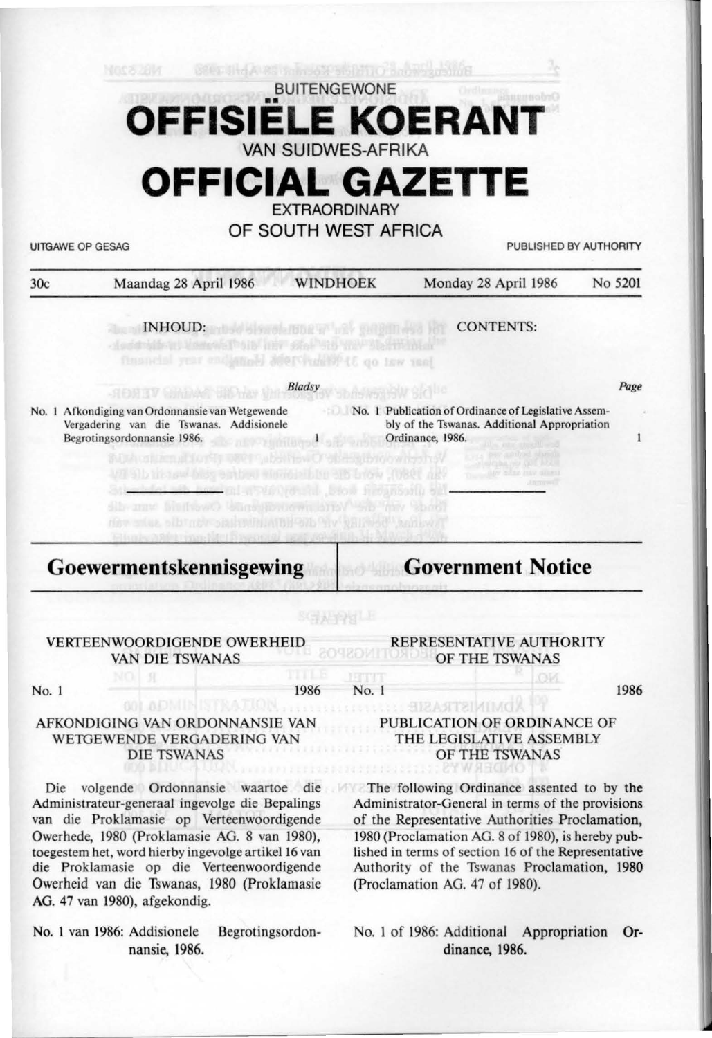BUITENGEWONE

# OFFISIËLE KOERANT

VAN SUIDWES-AFRIKA

# OFFICIAL GAZETTE

EXTRAORDINARY

OF SOUTH WEST AFRICA

UITGAWE OP GESAG — PUBLISHED BY AUTHORITY

| 30c | Maandag 28 April 1986 | WINDHOEK | Monday 28 April 1986 | No 5201 |
|---|---|---|---|---|

**INHOUD:**

| | | Bladsy |
|---|---|---|
| No. 1 | Afkondiging van Ordonnansie van Wetgewende Vergadering van die Tswanas. Addisionele Begrotingsordonnansie 1986. | 1 |

**CONTENTS:**

| | | Page |
|---|---|---|
| No. 1 | Publication of Ordinance of Legislative Assembly of the Tswanas. Additional Appropriation Ordinance, 1986. | 1 |

## Goewermentskennisgewing

### VERTEENWOORDIGENDE OWERHEID VAN DIE TSWANAS

No. 1 — 1986

### AFKONDIGING VAN ORDONNANSIE VAN WETGEWENDE VERGADERING VAN DIE TSWANAS

Die volgende Ordonnansie waartoe die Administrateur-generaal ingevolge die Bepalings van die Proklamasie op Verteenwoordigende Owerhede, 1980 (Proklamasie AG. 8 van 1980), toegestem het, word hierby ingevolge artikel 16 van die Proklamasie op die Verteenwoordigende Owerheid van die Tswanas, 1980 (Proklamasie AG. 47 van 1980), afgekondig.

No. 1 van 1986: Addisionele Begrotingsordonnansie, 1986.

## Government Notice

### REPRESENTATIVE AUTHORITY OF THE TSWANAS

No. 1 — 1986

### PUBLICATION OF ORDINANCE OF THE LEGISLATIVE ASSEMBLY OF THE TSWANAS

The following Ordinance assented to by the Administrator-General in terms of the provisions of the Representative Authorities Proclamation, 1980 (Proclamation AG. 8 of 1980), is hereby published in terms of section 16 of the Representative Authority of the Tswanas Proclamation, 1980 (Proclamation AG. 47 of 1980).

No. 1 of 1986: Additional Appropriation Ordinance, 1986.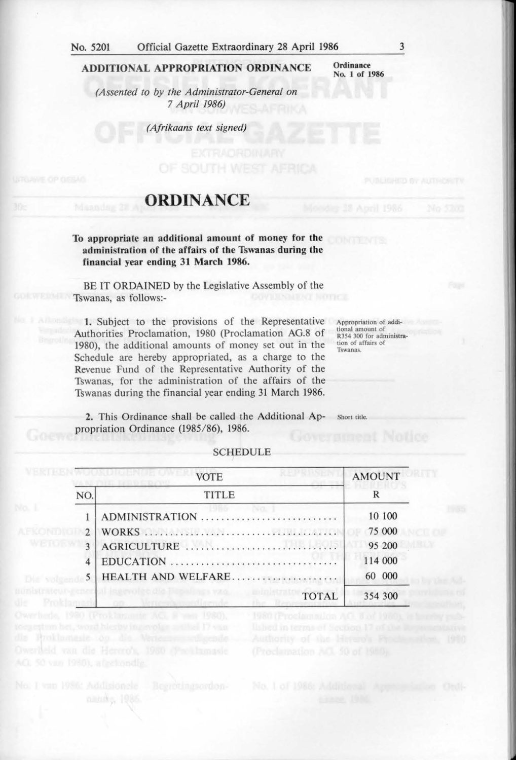## ADDITIONAL APPROPRIATION ORDINANCE

Ordinance No. 1 of 1986

*(Assented to by the Administrator-General on 7 April 1986)*

*(Afrikaans text signed)*

# ORDINANCE

**To appropriate an additional amount of money for the administration of the affairs of the Tswanas during the financial year ending 31 March 1986.**

BE IT ORDAINED by the Legislative Assembly of the Tswanas, as follows:-

Appropriation of additional amount of R354 300 for administration of affairs of Tswanas.

**1.** Subject to the provisions of the Representative Authorities Proclamation, 1980 (Proclamation AG.8 of 1980), the additional amounts of money set out in the Schedule are hereby appropriated, as a charge to the Revenue Fund of the Representative Authority of the Tswanas, for the administration of the affairs of the Tswanas during the financial year ending 31 March 1986.

Short title.

**2.** This Ordinance shall be called the Additional Appropriation Ordinance (1985/86), 1986.

SCHEDULE

| VOTE | | AMOUNT |
|---|---|---|
| NO. | TITLE | R |
| 1 | ADMINISTRATION | 10 100 |
| 2 | WORKS | 75 000 |
| 3 | AGRICULTURE | 95 200 |
| 4 | EDUCATION | 114 000 |
| 5 | HEALTH AND WELFARE | 60 000 |
| | TOTAL | 354 300 |